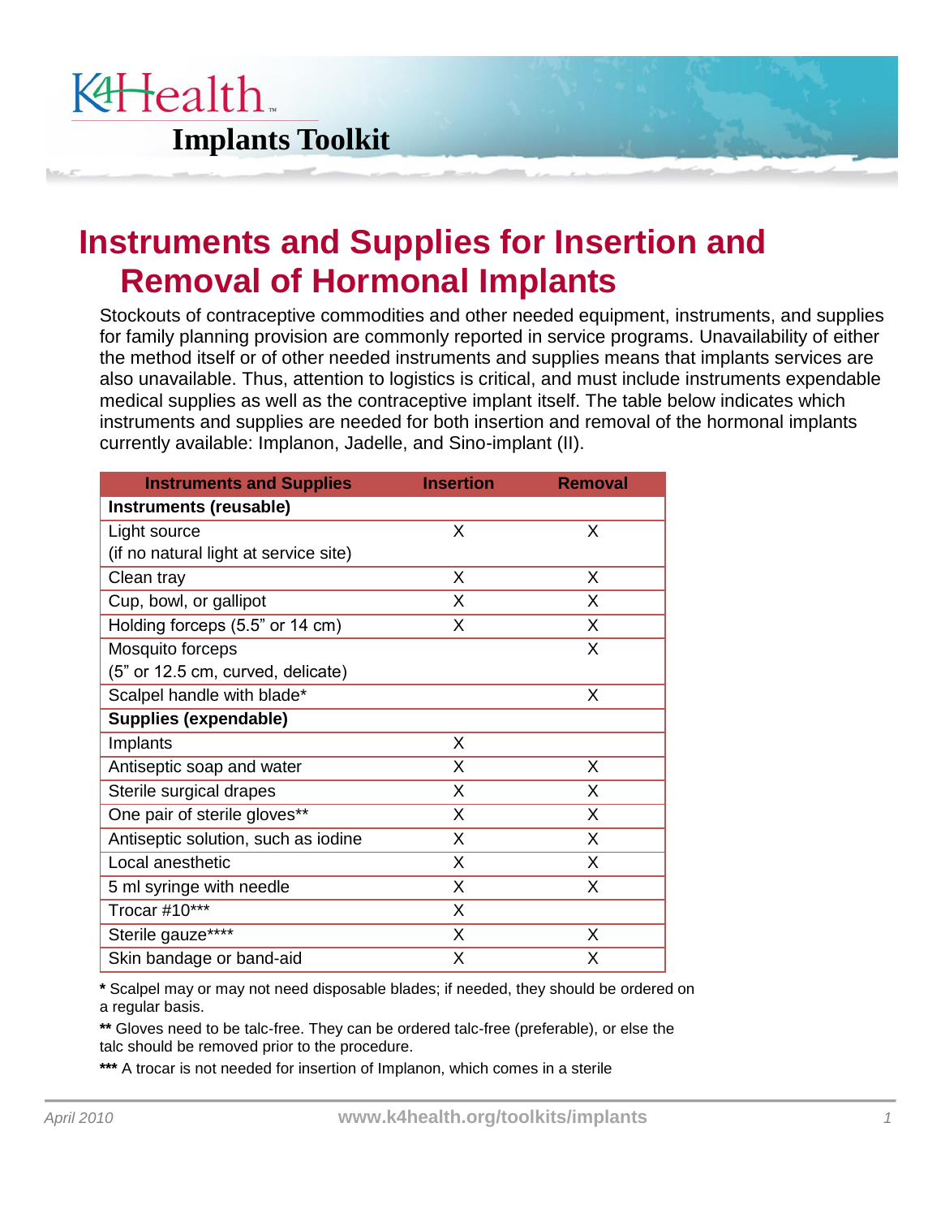# K4Health Implants Toolkit

# Instruments and Supplies for Insertion and Removal of Hormonal Implants

Stockouts of contraceptive commodities and other needed equipment, instruments, and supplies for family planning provision are commonly reported in service programs. Unavailability of either the method itself or of other needed instruments and supplies means that implants services are also unavailable. Thus, attention to logistics is critical, and must include instruments expendable medical supplies as well as the contraceptive implant itself. The table below indicates which instruments and supplies are needed for both insertion and removal of the hormonal implants currently available: Implanon, Jadelle, and Sino-implant (II).

| Instruments and Supplies | Insertion | Removal |
|---|---|---|
| **Instruments (reusable)** | | |
| Light source (if no natural light at service site) | X | X |
| Clean tray | X | X |
| Cup, bowl, or gallipot | X | X |
| Holding forceps (5.5" or 14 cm) | X | X |
| Mosquito forceps (5" or 12.5 cm, curved, delicate) | | X |
| Scalpel handle with blade* | | X |
| **Supplies (expendable)** | | |
| Implants | X | |
| Antiseptic soap and water | X | X |
| Sterile surgical drapes | X | X |
| One pair of sterile gloves** | X | X |
| Antiseptic solution, such as iodine | X | X |
| Local anesthetic | X | X |
| 5 ml syringe with needle | X | X |
| Trocar #10*** | X | |
| Sterile gauze**** | X | X |
| Skin bandage or band-aid | X | X |

**\*** Scalpel may or may not need disposable blades; if needed, they should be ordered on a regular basis.

**\*\*** Gloves need to be talc-free. They can be ordered talc-free (preferable), or else the talc should be removed prior to the procedure.

**\*\*\*** A trocar is not needed for insertion of Implanon, which comes in a sterile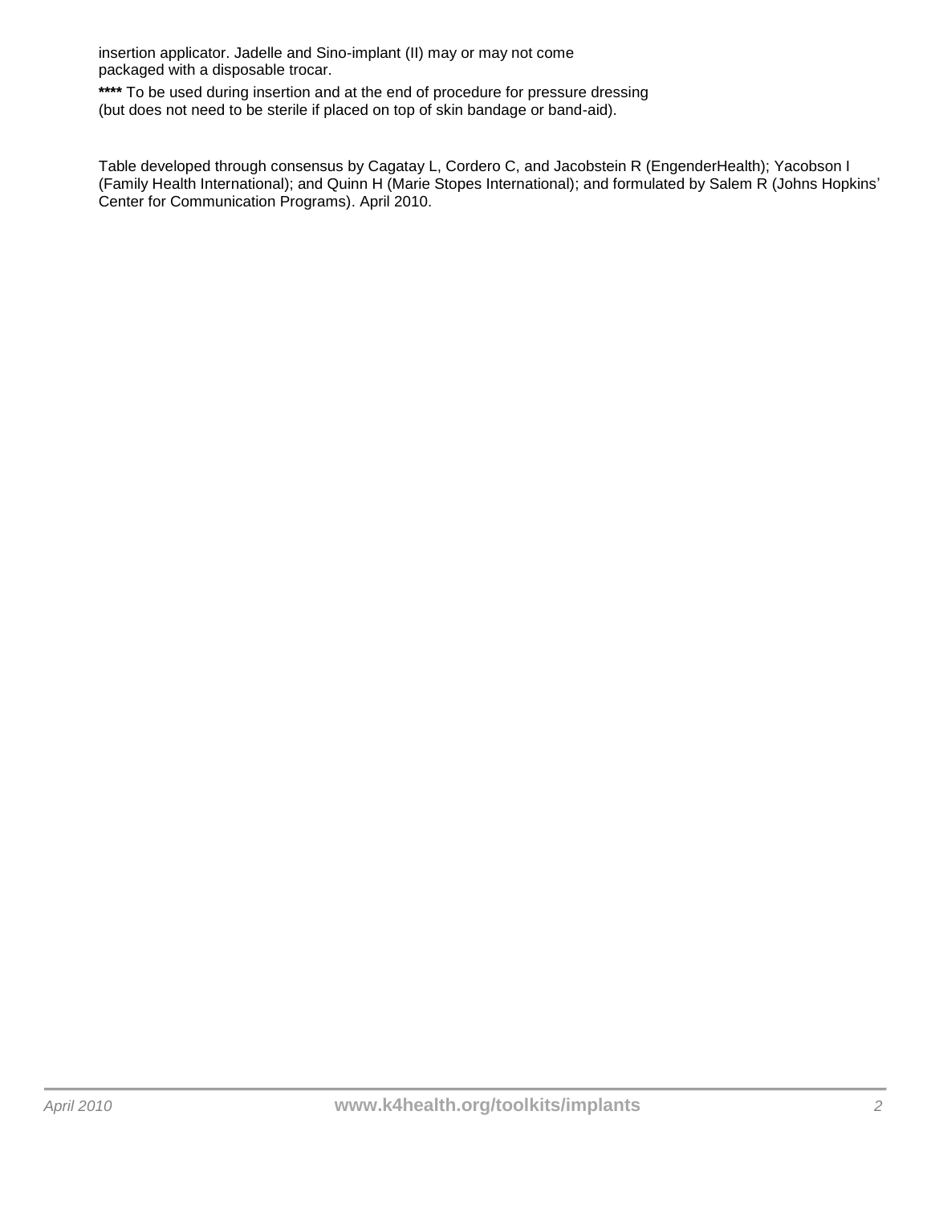insertion applicator. Jadelle and Sino-implant (II) may or may not come packaged with a disposable trocar.

**\*\*\*\*** To be used during insertion and at the end of procedure for pressure dressing (but does not need to be sterile if placed on top of skin bandage or band-aid).

Table developed through consensus by Cagatay L, Cordero C, and Jacobstein R (EngenderHealth); Yacobson I (Family Health International); and Quinn H (Marie Stopes International); and formulated by Salem R (Johns Hopkins' Center for Communication Programs). April 2010.